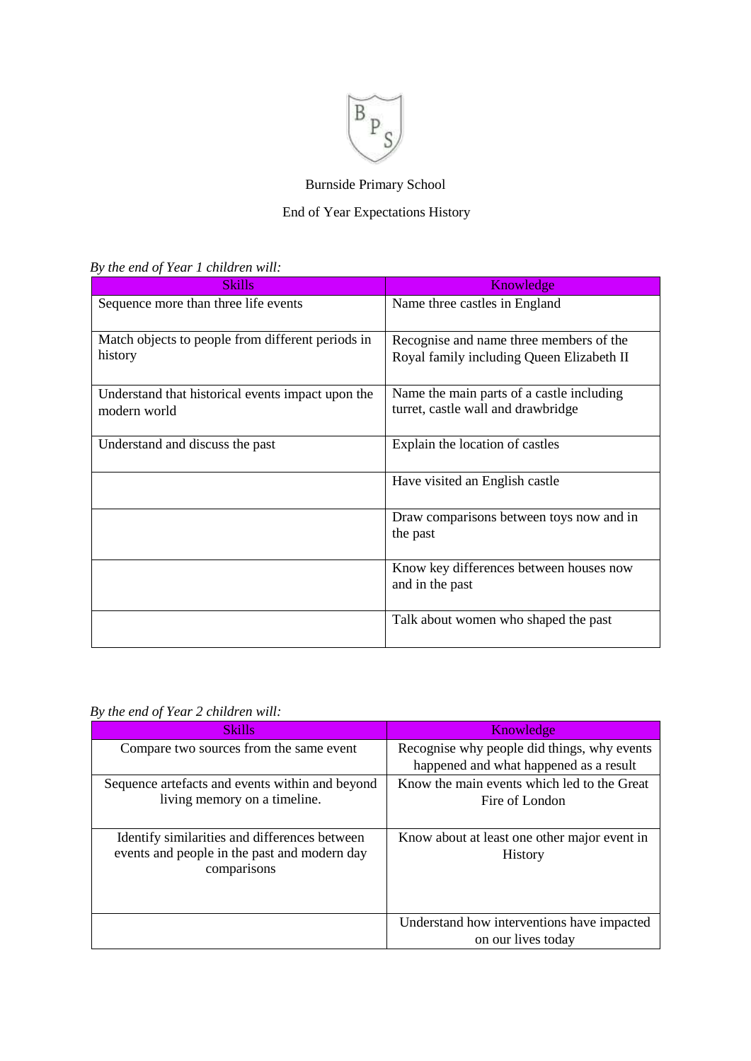Burnside Primary School

End of Year Expectations History

*By the end of Year 1 children will:*

| Skills | Knowledge |
|---|---|
| Sequence more than three life events | Name three castles in England |
| Match objects to people from different periods in history | Recognise and name three members of the Royal family including Queen Elizabeth II |
| Understand that historical events impact upon the modern world | Name the main parts of a castle including turret, castle wall and drawbridge |
| Understand and discuss the past | Explain the location of castles |
| | Have visited an English castle |
| | Draw comparisons between toys now and in the past |
| | Know key differences between houses now and in the past |
| | Talk about women who shaped the past |

*By the end of Year 2 children will:*

| Skills | Knowledge |
|---|---|
| Compare two sources from the same event | Recognise why people did things, why events happened and what happened as a result |
| Sequence artefacts and events within and beyond living memory on a timeline. | Know the main events which led to the Great Fire of London |
| Identify similarities and differences between events and people in the past and modern day comparisons | Know about at least one other major event in History |
| | Understand how interventions have impacted on our lives today |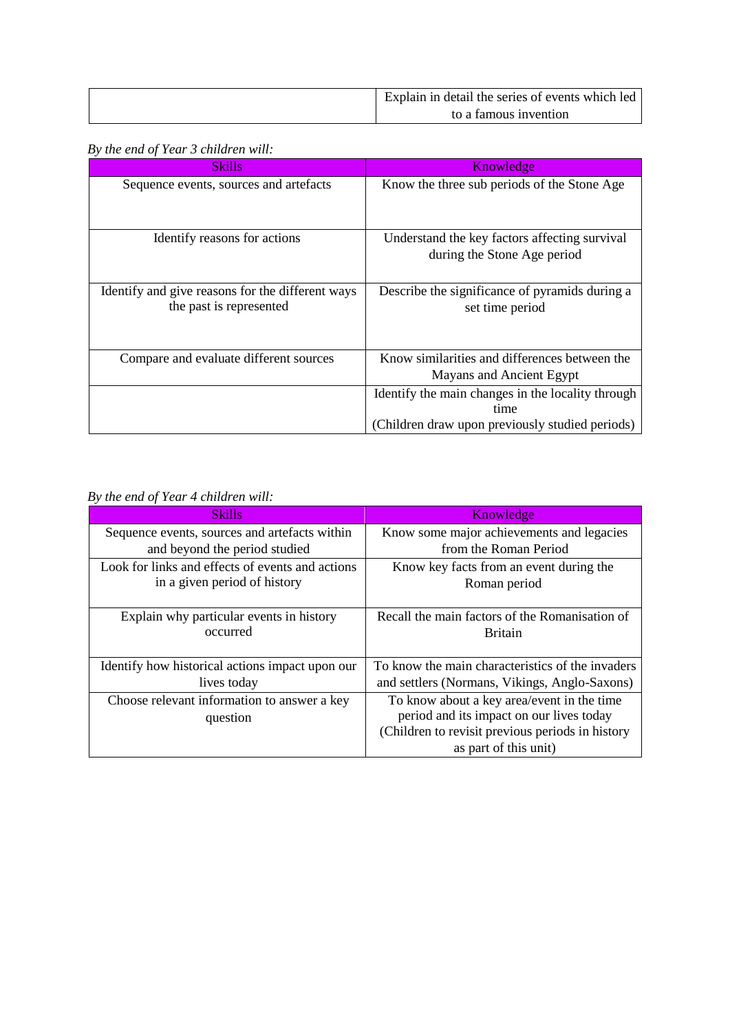| | |
|---|---|
| | Explain in detail the series of events which led to a famous invention |

*By the end of Year 3 children will:*

| Skills | Knowledge |
|---|---|
| Sequence events, sources and artefacts | Know the three sub periods of the Stone Age |
| Identify reasons for actions | Understand the key factors affecting survival during the Stone Age period |
| Identify and give reasons for the different ways the past is represented | Describe the significance of pyramids during a set time period |
| Compare and evaluate different sources | Know similarities and differences between the Mayans and Ancient Egypt |
| | Identify the main changes in the locality through time (Children draw upon previously studied periods) |

*By the end of Year 4 children will:*

| Skills | Knowledge |
|---|---|
| Sequence events, sources and artefacts within and beyond the period studied | Know some major achievements and legacies from the Roman Period |
| Look for links and effects of events and actions in a given period of history | Know key facts from an event during the Roman period |
| Explain why particular events in history occurred | Recall the main factors of the Romanisation of Britain |
| Identify how historical actions impact upon our lives today | To know the main characteristics of the invaders and settlers (Normans, Vikings, Anglo-Saxons) |
| Choose relevant information to answer a key question | To know about a key area/event in the time period and its impact on our lives today (Children to revisit previous periods in history as part of this unit) |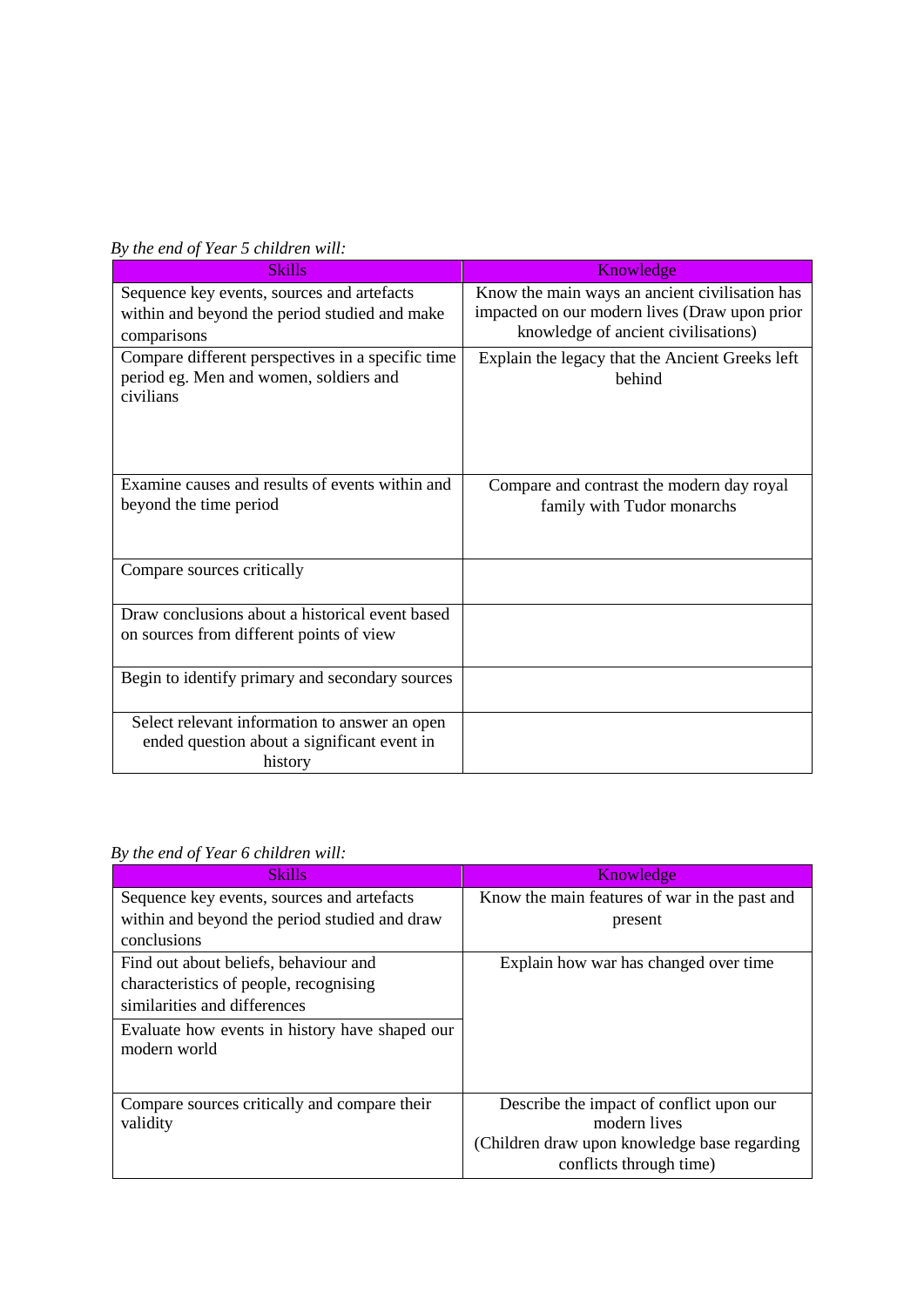*By the end of Year 5 children will:*

| Skills | Knowledge |
|---|---|
| Sequence key events, sources and artefacts within and beyond the period studied and make comparisons | Know the main ways an ancient civilisation has impacted on our modern lives (Draw upon prior knowledge of ancient civilisations) |
| Compare different perspectives in a specific time period eg. Men and women, soldiers and civilians | Explain the legacy that the Ancient Greeks left behind |
| Examine causes and results of events within and beyond the time period | Compare and contrast the modern day royal family with Tudor monarchs |
| Compare sources critically | |
| Draw conclusions about a historical event based on sources from different points of view | |
| Begin to identify primary and secondary sources | |
| Select relevant information to answer an open ended question about a significant event in history | |

*By the end of Year 6 children will:*

| Skills | Knowledge |
|---|---|
| Sequence key events, sources and artefacts within and beyond the period studied and draw conclusions | Know the main features of war in the past and present |
| Find out about beliefs, behaviour and characteristics of people, recognising similarities and differences | Explain how war has changed over time |
| Evaluate how events in history have shaped our modern world | |
| Compare sources critically and compare their validity | Describe the impact of conflict upon our modern lives (Children draw upon knowledge base regarding conflicts through time) |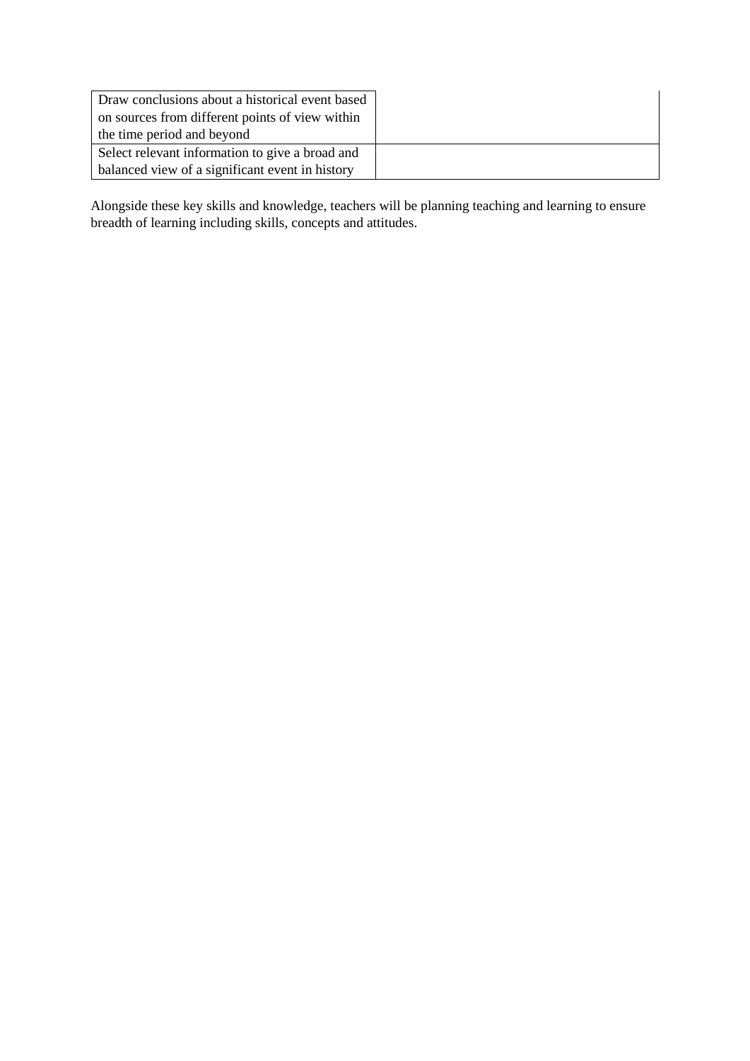| | |
|---|---|
| Draw conclusions about a historical event based on sources from different points of view within the time period and beyond | |
| Select relevant information to give a broad and balanced view of a significant event in history | |

Alongside these key skills and knowledge, teachers will be planning teaching and learning to ensure breadth of learning including skills, concepts and attitudes.